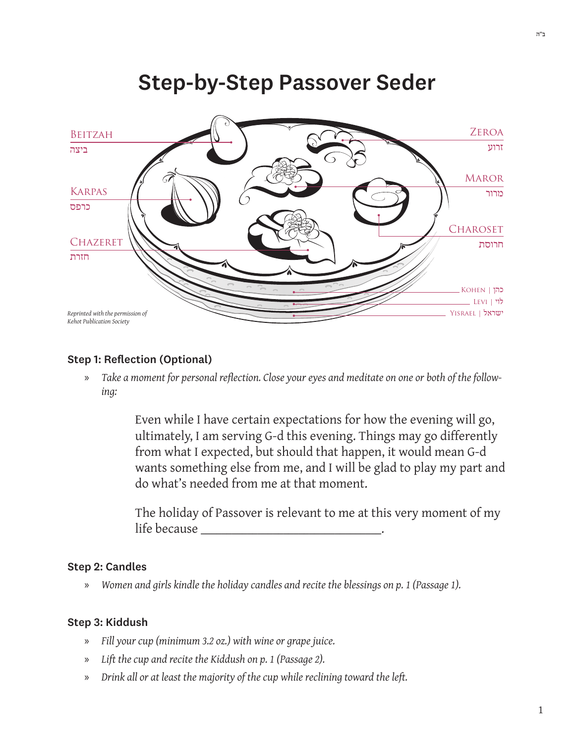# Step-by-Step Passover Seder

Beitzah
ביצה

Zeroa
זרוע

Maror
מרור

Karpas
כרפס

Charoset
חרוסת

Chazeret
חזרת

Kohen | כהן

Levi | לוי

Yisrael | ישראל

*Reprinted with the permission of Kehot Publication Society*

### Step 1: Reflection (Optional)

» *Take a moment for personal reflection. Close your eyes and meditate on one or both of the following:*

> Even while I have certain expectations for how the evening will go, ultimately, I am serving G-d this evening. Things may go differently from what I expected, but should that happen, it would mean G-d wants something else from me, and I will be glad to play my part and do what's needed from me at that moment.
>
> The holiday of Passover is relevant to me at this very moment of my life because ______________________________.

### Step 2: Candles

» *Women and girls kindle the holiday candles and recite the blessings on p. 1 (Passage 1).*

### Step 3: Kiddush

» *Fill your cup (minimum 3.2 oz.) with wine or grape juice.*

» *Lift the cup and recite the Kiddush on p. 1 (Passage 2).*

» *Drink all or at least the majority of the cup while reclining toward the left.*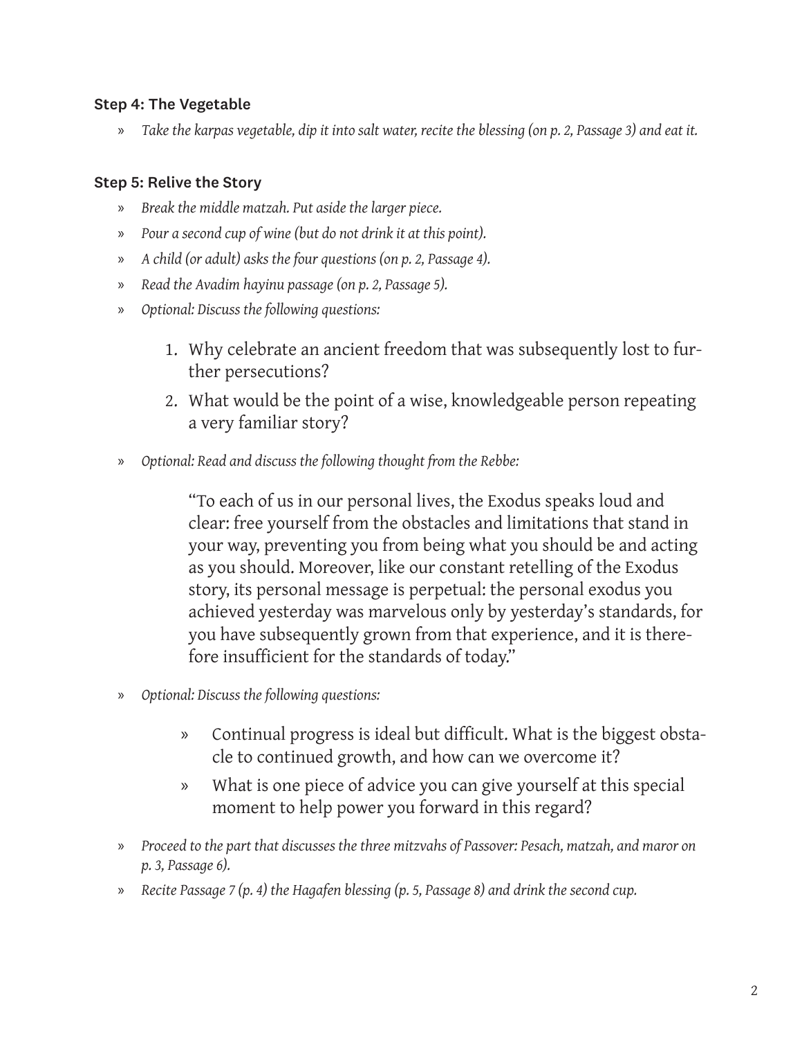### Step 4: The Vegetable

» *Take the karpas vegetable, dip it into salt water, recite the blessing (on p. 2, Passage 3) and eat it.*

### Step 5: Relive the Story

» *Break the middle matzah. Put aside the larger piece.*

» *Pour a second cup of wine (but do not drink it at this point).*

» *A child (or adult) asks the four questions (on p. 2, Passage 4).*

» *Read the Avadim hayinu passage (on p. 2, Passage 5).*

» *Optional: Discuss the following questions:*

1. Why celebrate an ancient freedom that was subsequently lost to further persecutions?
2. What would be the point of a wise, knowledgeable person repeating a very familiar story?

» *Optional: Read and discuss the following thought from the Rebbe:*

> "To each of us in our personal lives, the Exodus speaks loud and clear: free yourself from the obstacles and limitations that stand in your way, preventing you from being what you should be and acting as you should. Moreover, like our constant retelling of the Exodus story, its personal message is perpetual: the personal exodus you achieved yesterday was marvelous only by yesterday's standards, for you have subsequently grown from that experience, and it is therefore insufficient for the standards of today."

» *Optional: Discuss the following questions:*

- » Continual progress is ideal but difficult. What is the biggest obstacle to continued growth, and how can we overcome it?
- » What is one piece of advice you can give yourself at this special moment to help power you forward in this regard?

» *Proceed to the part that discusses the three mitzvahs of Passover: Pesach, matzah, and maror on p. 3, Passage 6).*

» *Recite Passage 7 (p. 4) the Hagafen blessing (p. 5, Passage 8) and drink the second cup.*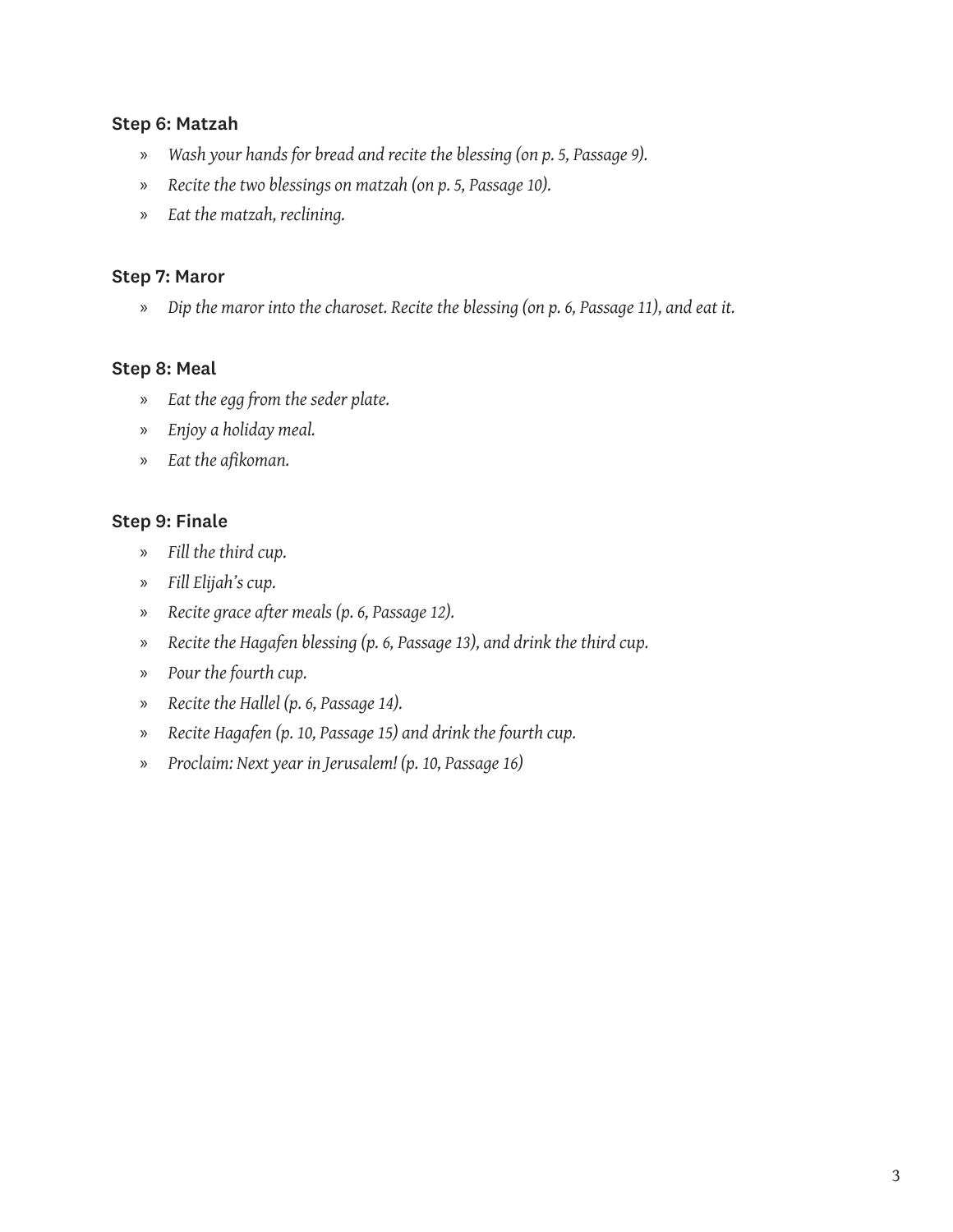### Step 6: Matzah

- *Wash your hands for bread and recite the blessing (on p. 5, Passage 9).*
- *Recite the two blessings on matzah (on p. 5, Passage 10).*
- *Eat the matzah, reclining.*

### Step 7: Maror

- *Dip the maror into the charoset. Recite the blessing (on p. 6, Passage 11), and eat it.*

### Step 8: Meal

- *Eat the egg from the seder plate.*
- *Enjoy a holiday meal.*
- *Eat the afikoman.*

### Step 9: Finale

- *Fill the third cup.*
- *Fill Elijah's cup.*
- *Recite grace after meals (p. 6, Passage 12).*
- *Recite the Hagafen blessing (p. 6, Passage 13), and drink the third cup.*
- *Pour the fourth cup.*
- *Recite the Hallel (p. 6, Passage 14).*
- *Recite Hagafen (p. 10, Passage 15) and drink the fourth cup.*
- *Proclaim: Next year in Jerusalem! (p. 10, Passage 16)*